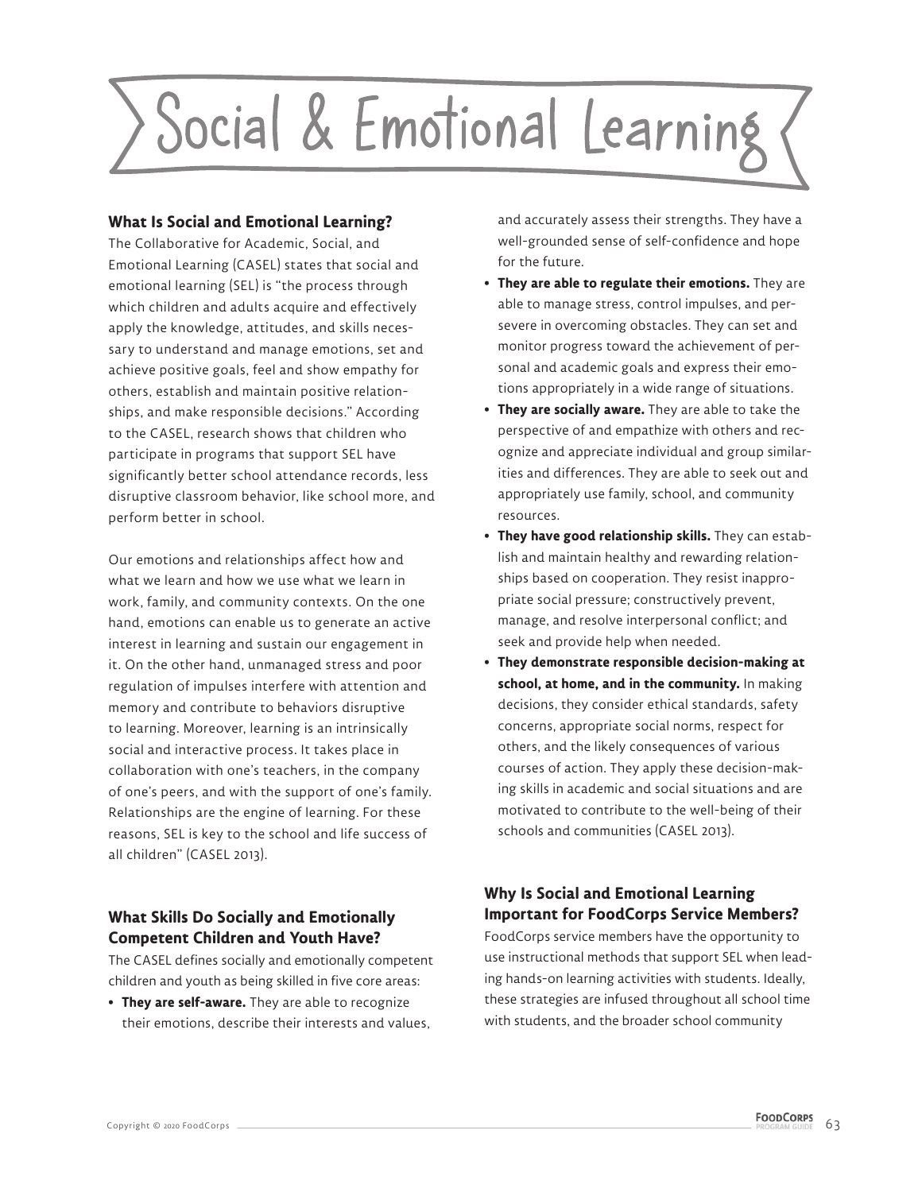# Social & Emotional Learning

### What Is Social and Emotional Learning?

The Collaborative for Academic, Social, and Emotional Learning (CASEL) states that social and emotional learning (SEL) is "the process through which children and adults acquire and effectively apply the knowledge, attitudes, and skills necessary to understand and manage emotions, set and achieve positive goals, feel and show empathy for others, establish and maintain positive relationships, and make responsible decisions." According to the CASEL, research shows that children who participate in programs that support SEL have significantly better school attendance records, less disruptive classroom behavior, like school more, and perform better in school.

Our emotions and relationships affect how and what we learn and how we use what we learn in work, family, and community contexts. On the one hand, emotions can enable us to generate an active interest in learning and sustain our engagement in it. On the other hand, unmanaged stress and poor regulation of impulses interfere with attention and memory and contribute to behaviors disruptive to learning. Moreover, learning is an intrinsically social and interactive process. It takes place in collaboration with one's teachers, in the company of one's peers, and with the support of one's family. Relationships are the engine of learning. For these reasons, SEL is key to the school and life success of all children" (CASEL 2013).

### What Skills Do Socially and Emotionally Competent Children and Youth Have?

The CASEL defines socially and emotionally competent children and youth as being skilled in five core areas:

- **They are self-aware.** They are able to recognize their emotions, describe their interests and values, and accurately assess their strengths. They have a well-grounded sense of self-confidence and hope for the future.
- **They are able to regulate their emotions.** They are able to manage stress, control impulses, and persevere in overcoming obstacles. They can set and monitor progress toward the achievement of personal and academic goals and express their emotions appropriately in a wide range of situations.
- **They are socially aware.** They are able to take the perspective of and empathize with others and recognize and appreciate individual and group similarities and differences. They are able to seek out and appropriately use family, school, and community resources.
- **They have good relationship skills.** They can establish and maintain healthy and rewarding relationships based on cooperation. They resist inappropriate social pressure; constructively prevent, manage, and resolve interpersonal conflict; and seek and provide help when needed.
- **They demonstrate responsible decision-making at school, at home, and in the community.** In making decisions, they consider ethical standards, safety concerns, appropriate social norms, respect for others, and the likely consequences of various courses of action. They apply these decision-making skills in academic and social situations and are motivated to contribute to the well-being of their schools and communities (CASEL 2013).

### Why Is Social and Emotional Learning Important for FoodCorps Service Members?

FoodCorps service members have the opportunity to use instructional methods that support SEL when leading hands-on learning activities with students. Ideally, these strategies are infused throughout all school time with students, and the broader school community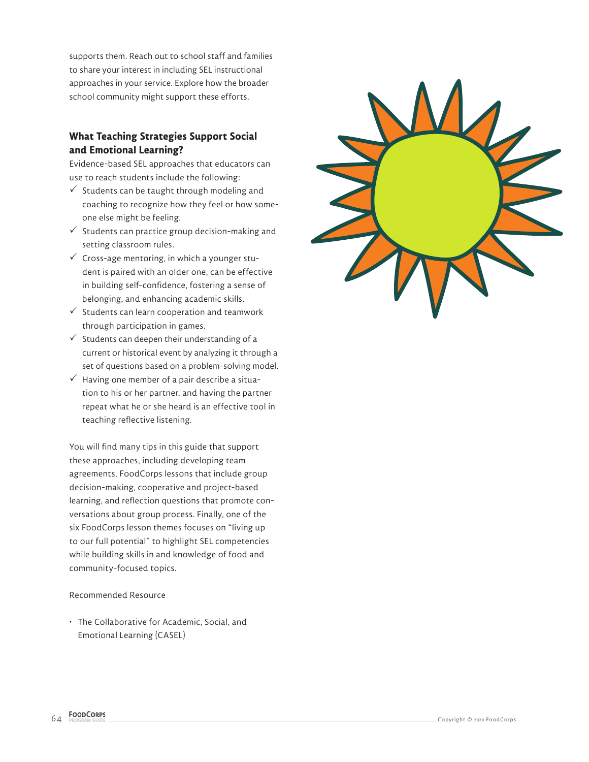supports them. Reach out to school staff and families to share your interest in including SEL instructional approaches in your service. Explore how the broader school community might support these efforts.

### What Teaching Strategies Support Social and Emotional Learning?

Evidence-based SEL approaches that educators can use to reach students include the following:

- ✓ Students can be taught through modeling and coaching to recognize how they feel or how someone else might be feeling.
- ✓ Students can practice group decision-making and setting classroom rules.
- ✓ Cross-age mentoring, in which a younger student is paired with an older one, can be effective in building self-confidence, fostering a sense of belonging, and enhancing academic skills.
- ✓ Students can learn cooperation and teamwork through participation in games.
- ✓ Students can deepen their understanding of a current or historical event by analyzing it through a set of questions based on a problem-solving model.
- ✓ Having one member of a pair describe a situation to his or her partner, and having the partner repeat what he or she heard is an effective tool in teaching reflective listening.

You will find many tips in this guide that support these approaches, including developing team agreements, FoodCorps lessons that include group decision-making, cooperative and project-based learning, and reflection questions that promote conversations about group process. Finally, one of the six FoodCorps lesson themes focuses on "living up to our full potential" to highlight SEL competencies while building skills in and knowledge of food and community-focused topics.

Recommended Resource

- The Collaborative for Academic, Social, and Emotional Learning (CASEL)